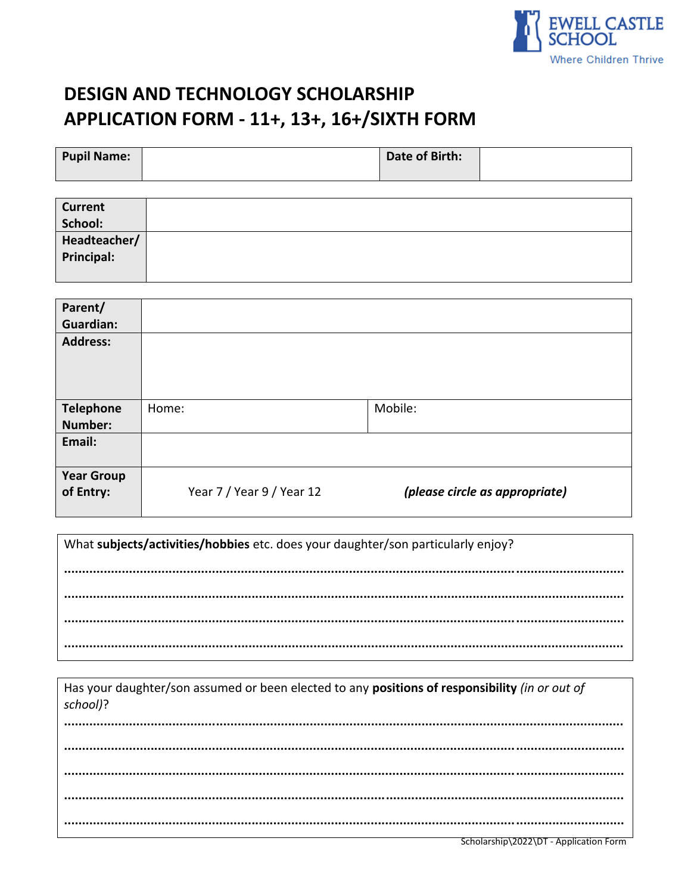EWELL CASTLE SCHOOL
Where Children Thrive

# DESIGN AND TECHNOLOGY SCHOLARSHIP APPLICATION FORM - 11+, 13+, 16+/SIXTH FORM

| **Pupil Name:** | | **Date of Birth:** | |
|---|---|---|---|

| **Current School:** | |
|---|---|
| **Headteacher/ Principal:** | |

| **Parent/ Guardian:** | | |
|---|---|---|
| **Address:** | | |
| **Telephone Number:** | Home: | Mobile: |
| **Email:** | | |
| **Year Group of Entry:** | Year 7 / Year 9 / Year 12 | ***(please circle as appropriate)*** |

What **subjects/activities/hobbies** etc. does your daughter/son particularly enjoy?

.......................................................................................................................................

.......................................................................................................................................

.......................................................................................................................................

.......................................................................................................................................

Has your daughter/son assumed or been elected to any **positions of responsibility** *(in or out of school)*?

.......................................................................................................................................

.......................................................................................................................................

.......................................................................................................................................

.......................................................................................................................................

.......................................................................................................................................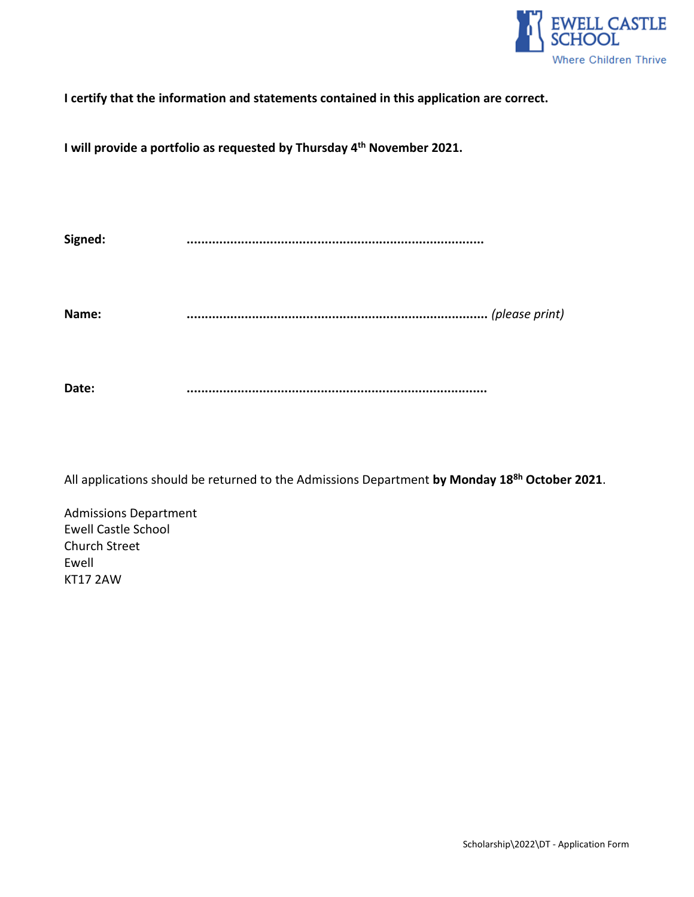**I certify that the information and statements contained in this application are correct.**

**I will provide a portfolio as requested by Thursday 4th November 2021.**

**Signed:** ………………………………………………………………………

**Name:** ………………………………………………………………………… *(please print)*

**Date:** …………………………………………………………………………

All applications should be returned to the Admissions Department **by Monday 18th October 2021**.

Admissions Department
Ewell Castle School
Church Street
Ewell
KT17 2AW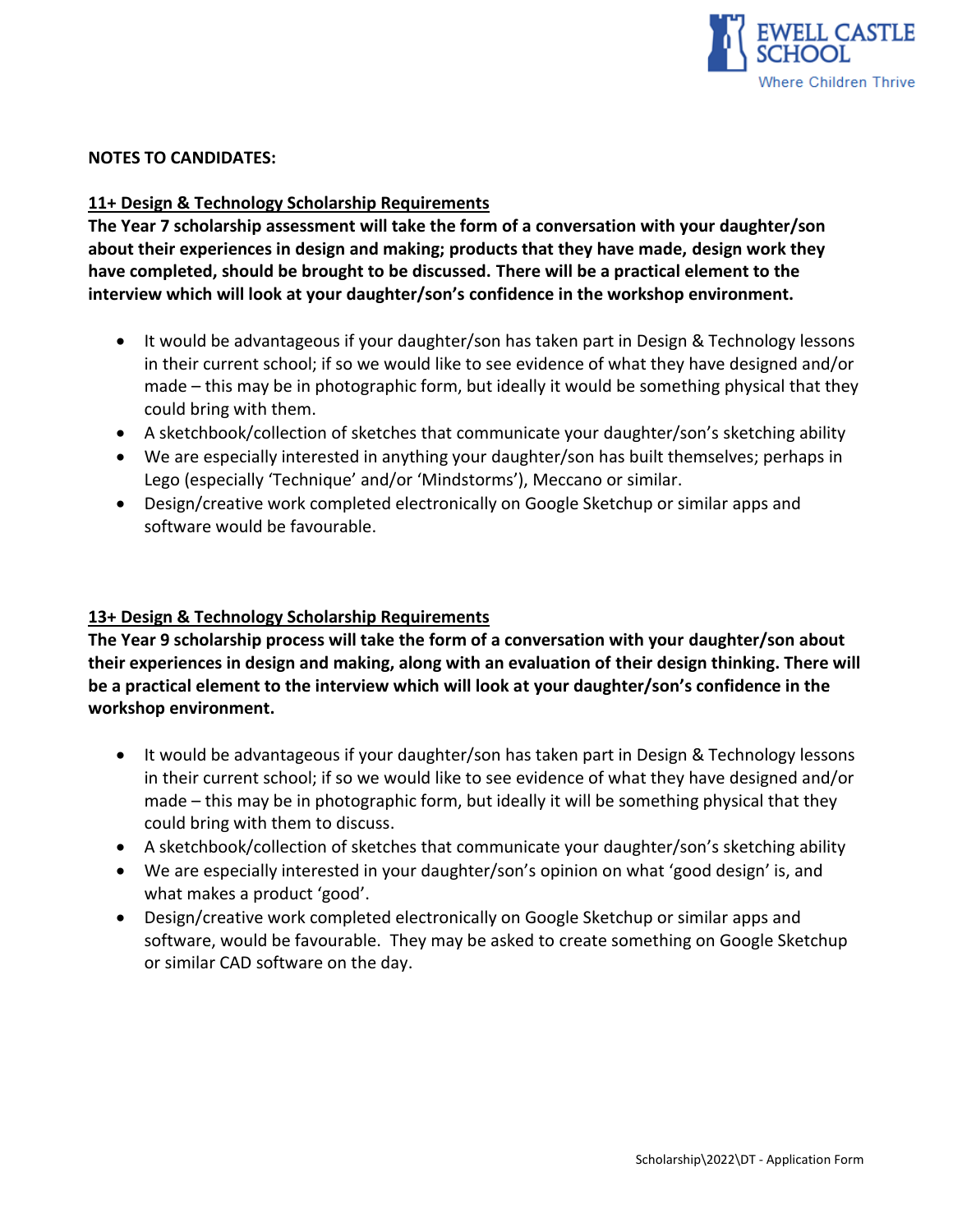**NOTES TO CANDIDATES:**

## 11+ Design & Technology Scholarship Requirements

**The Year 7 scholarship assessment will take the form of a conversation with your daughter/son about their experiences in design and making; products that they have made, design work they have completed, should be brought to be discussed. There will be a practical element to the interview which will look at your daughter/son's confidence in the workshop environment.**

- It would be advantageous if your daughter/son has taken part in Design & Technology lessons in their current school; if so we would like to see evidence of what they have designed and/or made – this may be in photographic form, but ideally it would be something physical that they could bring with them.
- A sketchbook/collection of sketches that communicate your daughter/son's sketching ability
- We are especially interested in anything your daughter/son has built themselves; perhaps in Lego (especially 'Technique' and/or 'Mindstorms'), Meccano or similar.
- Design/creative work completed electronically on Google Sketchup or similar apps and software would be favourable.

## 13+ Design & Technology Scholarship Requirements

**The Year 9 scholarship process will take the form of a conversation with your daughter/son about their experiences in design and making, along with an evaluation of their design thinking. There will be a practical element to the interview which will look at your daughter/son's confidence in the workshop environment.**

- It would be advantageous if your daughter/son has taken part in Design & Technology lessons in their current school; if so we would like to see evidence of what they have designed and/or made – this may be in photographic form, but ideally it will be something physical that they could bring with them to discuss.
- A sketchbook/collection of sketches that communicate your daughter/son's sketching ability
- We are especially interested in your daughter/son's opinion on what 'good design' is, and what makes a product 'good'.
- Design/creative work completed electronically on Google Sketchup or similar apps and software, would be favourable. They may be asked to create something on Google Sketchup or similar CAD software on the day.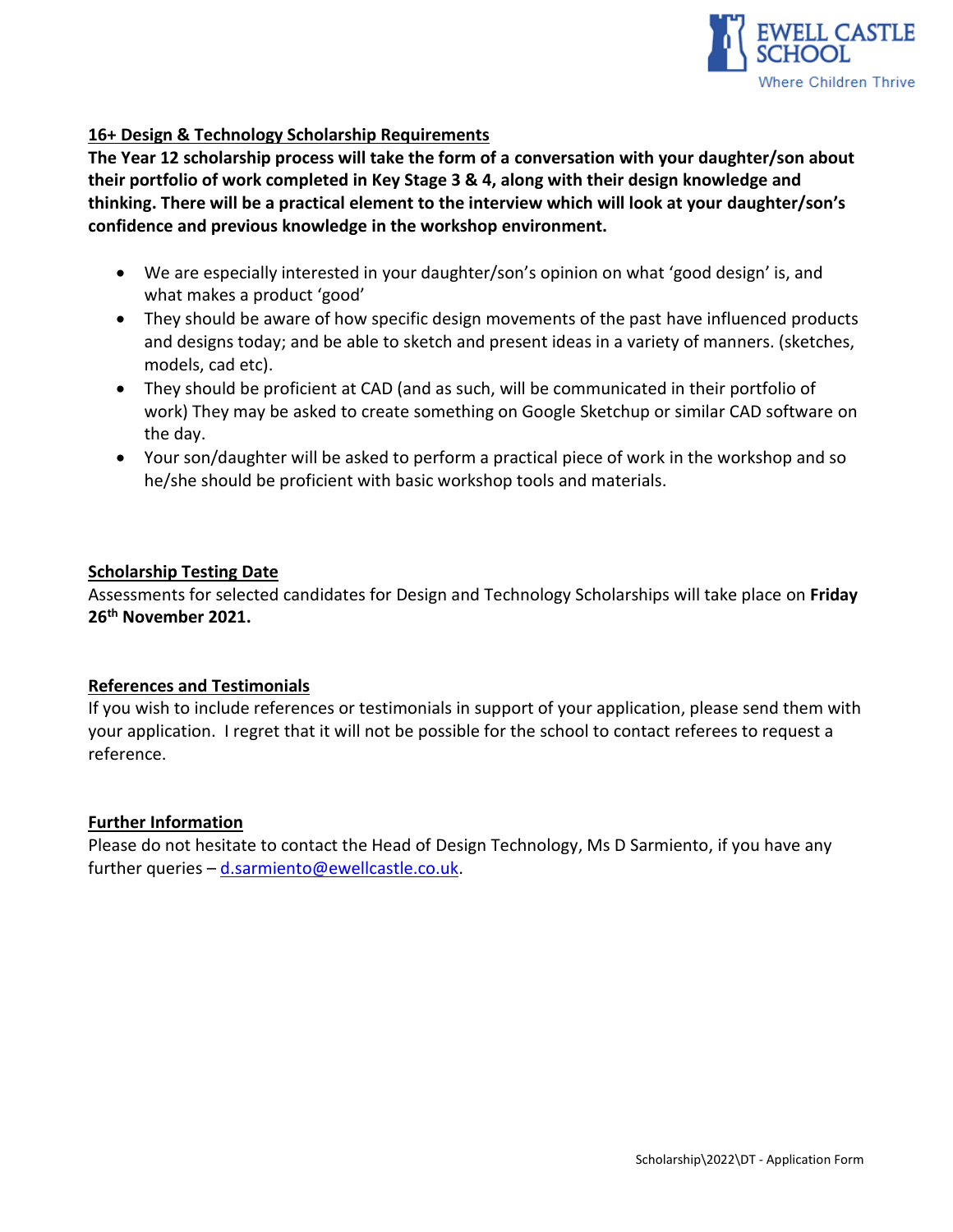**16+ Design & Technology Scholarship Requirements**

**The Year 12 scholarship process will take the form of a conversation with your daughter/son about their portfolio of work completed in Key Stage 3 & 4, along with their design knowledge and thinking. There will be a practical element to the interview which will look at your daughter/son's confidence and previous knowledge in the workshop environment.**

- We are especially interested in your daughter/son's opinion on what 'good design' is, and what makes a product 'good'
- They should be aware of how specific design movements of the past have influenced products and designs today; and be able to sketch and present ideas in a variety of manners. (sketches, models, cad etc).
- They should be proficient at CAD (and as such, will be communicated in their portfolio of work) They may be asked to create something on Google Sketchup or similar CAD software on the day.
- Your son/daughter will be asked to perform a practical piece of work in the workshop and so he/she should be proficient with basic workshop tools and materials.

**Scholarship Testing Date**

Assessments for selected candidates for Design and Technology Scholarships will take place on **Friday 26th November 2021.**

**References and Testimonials**

If you wish to include references or testimonials in support of your application, please send them with your application. I regret that it will not be possible for the school to contact referees to request a reference.

**Further Information**

Please do not hesitate to contact the Head of Design Technology, Ms D Sarmiento, if you have any further queries – d.sarmiento@ewellcastle.co.uk.